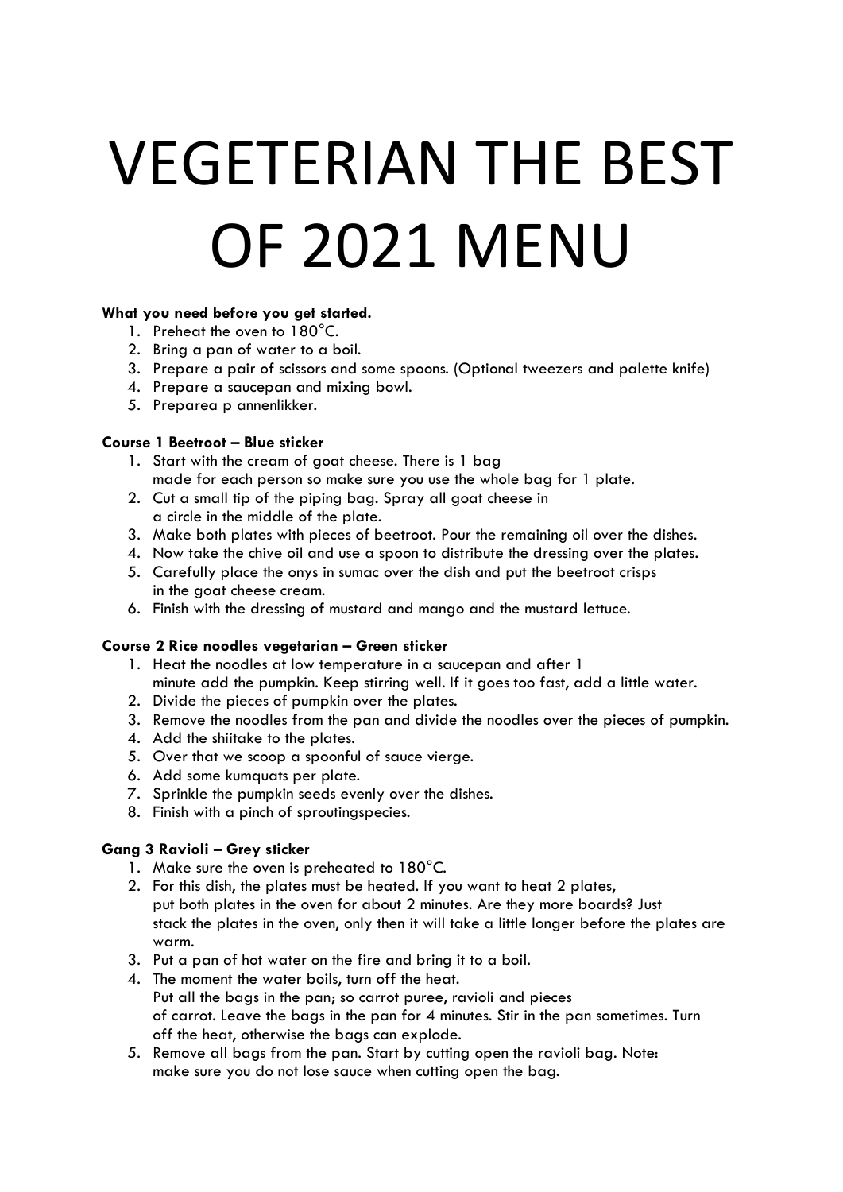# VEGETERIAN THE BEST OF 2021 MENU

**What you need before you get started.**

1. Preheat the oven to 180°C.
2. Bring a pan of water to a boil.
3. Prepare a pair of scissors and some spoons. (Optional tweezers and palette knife)
4. Prepare a saucepan and mixing bowl.
5. Preparea p annenlikker.

**Course 1 Beetroot – Blue sticker**

1. Start with the cream of goat cheese. There is 1 bag made for each person so make sure you use the whole bag for 1 plate.
2. Cut a small tip of the piping bag. Spray all goat cheese in a circle in the middle of the plate.
3. Make both plates with pieces of beetroot. Pour the remaining oil over the dishes.
4. Now take the chive oil and use a spoon to distribute the dressing over the plates.
5. Carefully place the onys in sumac over the dish and put the beetroot crisps in the goat cheese cream.
6. Finish with the dressing of mustard and mango and the mustard lettuce.

**Course 2 Rice noodles vegetarian – Green sticker**

1. Heat the noodles at low temperature in a saucepan and after 1 minute add the pumpkin. Keep stirring well. If it goes too fast, add a little water.
2. Divide the pieces of pumpkin over the plates.
3. Remove the noodles from the pan and divide the noodles over the pieces of pumpkin.
4. Add the shiitake to the plates.
5. Over that we scoop a spoonful of sauce vierge.
6. Add some kumquats per plate.
7. Sprinkle the pumpkin seeds evenly over the dishes.
8. Finish with a pinch of sproutingspecies.

**Gang 3 Ravioli – Grey sticker**

1. Make sure the oven is preheated to 180°C.
2. For this dish, the plates must be heated. If you want to heat 2 plates, put both plates in the oven for about 2 minutes. Are they more boards? Just stack the plates in the oven, only then it will take a little longer before the plates are warm.
3. Put a pan of hot water on the fire and bring it to a boil.
4. The moment the water boils, turn off the heat. Put all the bags in the pan; so carrot puree, ravioli and pieces of carrot. Leave the bags in the pan for 4 minutes. Stir in the pan sometimes. Turn off the heat, otherwise the bags can explode.
5. Remove all bags from the pan. Start by cutting open the ravioli bag. Note: make sure you do not lose sauce when cutting open the bag.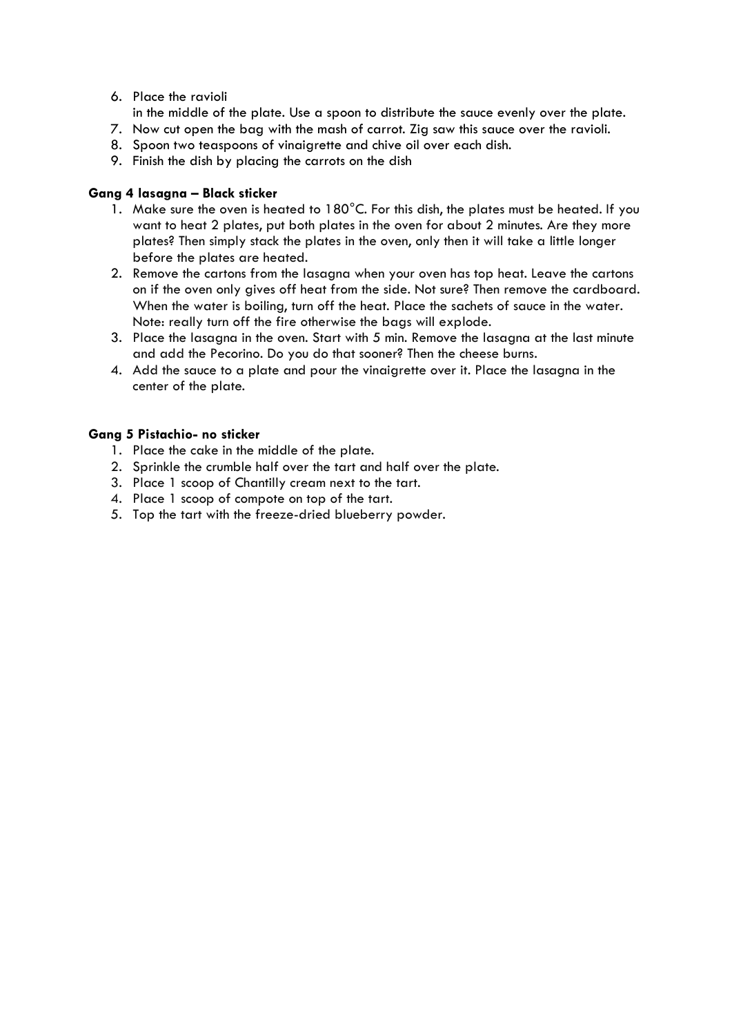6. Place the ravioli
   in the middle of the plate. Use a spoon to distribute the sauce evenly over the plate.
7. Now cut open the bag with the mash of carrot. Zig saw this sauce over the ravioli.
8. Spoon two teaspoons of vinaigrette and chive oil over each dish.
9. Finish the dish by placing the carrots on the dish

**Gang 4 lasagna – Black sticker**

1. Make sure the oven is heated to 180°C. For this dish, the plates must be heated. If you want to heat 2 plates, put both plates in the oven for about 2 minutes. Are they more plates? Then simply stack the plates in the oven, only then it will take a little longer before the plates are heated.
2. Remove the cartons from the lasagna when your oven has top heat. Leave the cartons on if the oven only gives off heat from the side. Not sure? Then remove the cardboard. When the water is boiling, turn off the heat. Place the sachets of sauce in the water. Note: really turn off the fire otherwise the bags will explode.
3. Place the lasagna in the oven. Start with 5 min. Remove the lasagna at the last minute and add the Pecorino. Do you do that sooner? Then the cheese burns.
4. Add the sauce to a plate and pour the vinaigrette over it. Place the lasagna in the center of the plate.

**Gang 5 Pistachio- no sticker**

1. Place the cake in the middle of the plate.
2. Sprinkle the crumble half over the tart and half over the plate.
3. Place 1 scoop of Chantilly cream next to the tart.
4. Place 1 scoop of compote on top of the tart.
5. Top the tart with the freeze-dried blueberry powder.